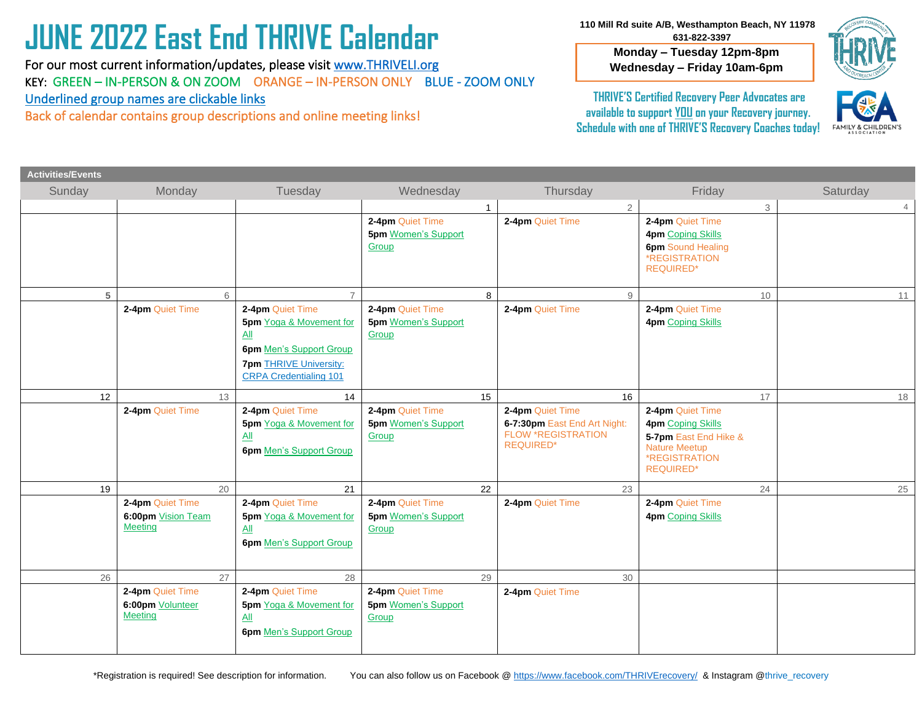# JUNE 2022 East End THRIVE Calendar

For our most current information/updates, please visit www.THRIVELI.org

KEY: GREEN – IN-PERSON & ON ZOOM ORANGE – IN-PERSON ONLY BLUE - ZOOM ONLY

Underlined group names are clickable links

Back of calendar contains group descriptions and online meeting links!

110 Mill Rd suite A/B, Westhampton Beach, NY 11978
631-822-3397

**Monday – Tuesday 12pm-8pm**
**Wednesday – Friday 10am-6pm**

THRIVE'S Certified Recovery Peer Advocates are available to support YOU on your Recovery journey. Schedule with one of THRIVE'S Recovery Coaches today!

**Activities/Events**

| Sunday | Monday | Tuesday | Wednesday | Thursday | Friday | Saturday |
|---|---|---|---|---|---|---|
| | | | 1<br>**2-4pm** Quiet Time<br>**5pm** Women's Support Group | 2<br>**2-4pm** Quiet Time | 3<br>**2-4pm** Quiet Time<br>**4pm** Coping Skills<br>**6pm** Sound Healing *REGISTRATION REQUIRED* | 4 |
| 5 | 6<br>**2-4pm** Quiet Time | 7<br>**2-4pm** Quiet Time<br>**5pm** Yoga & Movement for All<br>**6pm** Men's Support Group<br>**7pm** THRIVE University: CRPA Credentialing 101 | 8<br>**2-4pm** Quiet Time<br>**5pm** Women's Support Group | 9<br>**2-4pm** Quiet Time | 10<br>**2-4pm** Quiet Time<br>**4pm** Coping Skills | 11 |
| 12 | 13<br>**2-4pm** Quiet Time | 14<br>**2-4pm** Quiet Time<br>**5pm** Yoga & Movement for All<br>**6pm** Men's Support Group | 15<br>**2-4pm** Quiet Time<br>**5pm** Women's Support Group | 16<br>**2-4pm** Quiet Time<br>**6-7:30pm** East End Art Night: FLOW *REGISTRATION REQUIRED* | 17<br>**2-4pm** Quiet Time<br>**4pm** Coping Skills<br>**5-7pm** East End Hike & Nature Meetup *REGISTRATION REQUIRED* | 18 |
| 19 | 20<br>**2-4pm** Quiet Time<br>**6:00pm** Vision Team Meeting | 21<br>**2-4pm** Quiet Time<br>**5pm** Yoga & Movement for All<br>**6pm** Men's Support Group | 22<br>**2-4pm** Quiet Time<br>**5pm** Women's Support Group | 23<br>**2-4pm** Quiet Time | 24<br>**2-4pm** Quiet Time<br>**4pm** Coping Skills | 25 |
| 26 | 27<br>**2-4pm** Quiet Time<br>**6:00pm** Volunteer Meeting | 28<br>**2-4pm** Quiet Time<br>**5pm** Yoga & Movement for All<br>**6pm** Men's Support Group | 29<br>**2-4pm** Quiet Time<br>**5pm** Women's Support Group | 30<br>**2-4pm** Quiet Time | | |

*Registration is required! See description for information. You can also follow us on Facebook @ https://www.facebook.com/THRIVErecovery/ & Instagram @thrive_recovery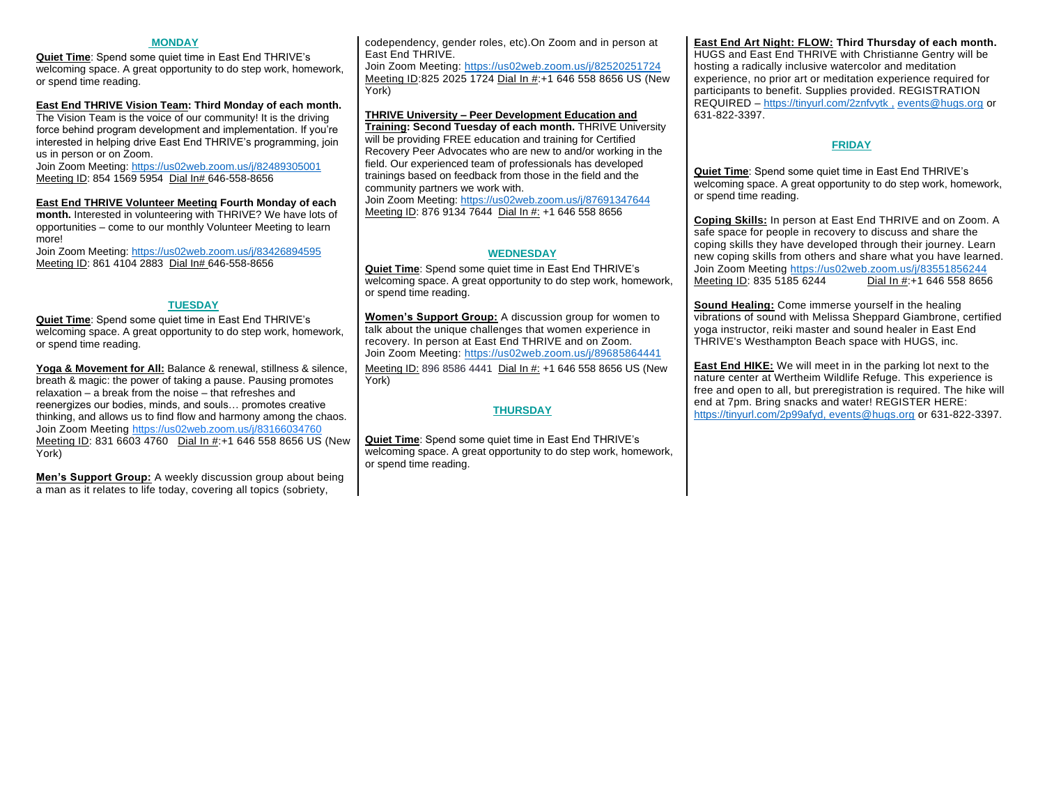## MONDAY

**Quiet Time**: Spend some quiet time in East End THRIVE's welcoming space. A great opportunity to do step work, homework, or spend time reading.

**East End THRIVE Vision Team: Third Monday of each month.** The Vision Team is the voice of our community! It is the driving force behind program development and implementation. If you're interested in helping drive East End THRIVE's programming, join us in person or on Zoom.
Join Zoom Meeting: https://us02web.zoom.us/j/82489305001
Meeting ID: 854 1569 5954 Dial In# 646-558-8656

**East End THRIVE Volunteer Meeting Fourth Monday of each month.** Interested in volunteering with THRIVE? We have lots of opportunities – come to our monthly Volunteer Meeting to learn more!
Join Zoom Meeting: https://us02web.zoom.us/j/83426894595
Meeting ID: 861 4104 2883 Dial In# 646-558-8656

## TUESDAY

**Quiet Time**: Spend some quiet time in East End THRIVE's welcoming space. A great opportunity to do step work, homework, or spend time reading.

**Yoga & Movement for All:** Balance & renewal, stillness & silence, breath & magic: the power of taking a pause. Pausing promotes relaxation – a break from the noise – that refreshes and reenergizes our bodies, minds, and souls… promotes creative thinking, and allows us to find flow and harmony among the chaos.
Join Zoom Meeting https://us02web.zoom.us/j/83166034760
Meeting ID: 831 6603 4760 Dial In #:+1 646 558 8656 US (New York)

**Men's Support Group:** A weekly discussion group about being a man as it relates to life today, covering all topics (sobriety, codependency, gender roles, etc).On Zoom and in person at East End THRIVE.
Join Zoom Meeting: https://us02web.zoom.us/j/82520251724
Meeting ID:825 2025 1724 Dial In #:+1 646 558 8656 US (New York)

**THRIVE University – Peer Development Education and Training: Second Tuesday of each month.** THRIVE University will be providing FREE education and training for Certified Recovery Peer Advocates who are new to and/or working in the field. Our experienced team of professionals has developed trainings based on feedback from those in the field and the community partners we work with.
Join Zoom Meeting: https://us02web.zoom.us/j/87691347644
Meeting ID: 876 9134 7644 Dial In #: +1 646 558 8656

## WEDNESDAY

**Quiet Time**: Spend some quiet time in East End THRIVE's welcoming space. A great opportunity to do step work, homework, or spend time reading.

**Women's Support Group:** A discussion group for women to talk about the unique challenges that women experience in recovery. In person at East End THRIVE and on Zoom.
Join Zoom Meeting: https://us02web.zoom.us/j/89685864441
Meeting ID: 896 8586 4441 Dial In #: +1 646 558 8656 US (New York)

## THURSDAY

**Quiet Time**: Spend some quiet time in East End THRIVE's welcoming space. A great opportunity to do step work, homework, or spend time reading.

**East End Art Night: FLOW: Third Thursday of each month.** HUGS and East End THRIVE with Christianne Gentry will be hosting a radically inclusive watercolor and meditation experience, no prior art or meditation experience required for participants to benefit. Supplies provided. REGISTRATION REQUIRED – https://tinyurl.com/2znfvytk , events@hugs.org or 631-822-3397.

## FRIDAY

**Quiet Time**: Spend some quiet time in East End THRIVE's welcoming space. A great opportunity to do step work, homework, or spend time reading.

**Coping Skills:** In person at East End THRIVE and on Zoom. A safe space for people in recovery to discuss and share the coping skills they have developed through their journey. Learn new coping skills from others and share what you have learned.
Join Zoom Meeting https://us02web.zoom.us/j/83551856244
Meeting ID: 835 5185 6244 Dial In #:+1 646 558 8656

**Sound Healing:** Come immerse yourself in the healing vibrations of sound with Melissa Sheppard Giambrone, certified yoga instructor, reiki master and sound healer in East End THRIVE's Westhampton Beach space with HUGS, inc.

**East End HIKE:** We will meet in in the parking lot next to the nature center at Wertheim Wildlife Refuge. This experience is free and open to all, but preregistration is required. The hike will end at 7pm. Bring snacks and water! REGISTER HERE: https://tinyurl.com/2p99afyd, events@hugs.org or 631-822-3397.